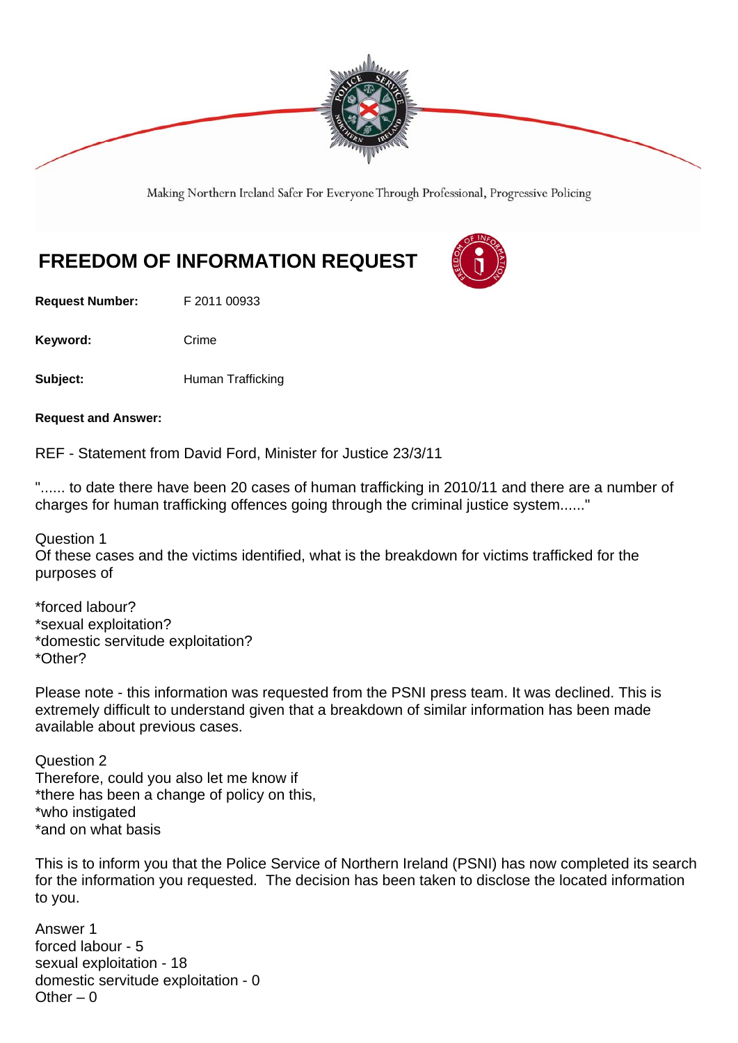Making Northern Ireland Safer For Everyone Through Professional, Progressive Policing

# FREEDOM OF INFORMATION REQUEST

**Request Number:** F 2011 00933

**Keyword:** Crime

**Subject:** Human Trafficking

**Request and Answer:**

REF - Statement from David Ford, Minister for Justice 23/3/11

"...... to date there have been 20 cases of human trafficking in 2010/11 and there are a number of charges for human trafficking offences going through the criminal justice system......"

Question 1
Of these cases and the victims identified, what is the breakdown for victims trafficked for the purposes of

*forced labour?
*sexual exploitation?
*domestic servitude exploitation?
*Other?

Please note - this information was requested from the PSNI press team. It was declined. This is extremely difficult to understand given that a breakdown of similar information has been made available about previous cases.

Question 2
Therefore, could you also let me know if
*there has been a change of policy on this,
*who instigated
*and on what basis

This is to inform you that the Police Service of Northern Ireland (PSNI) has now completed its search for the information you requested. The decision has been taken to disclose the located information to you.

Answer 1
forced labour - 5
sexual exploitation - 18
domestic servitude exploitation - 0
Other – 0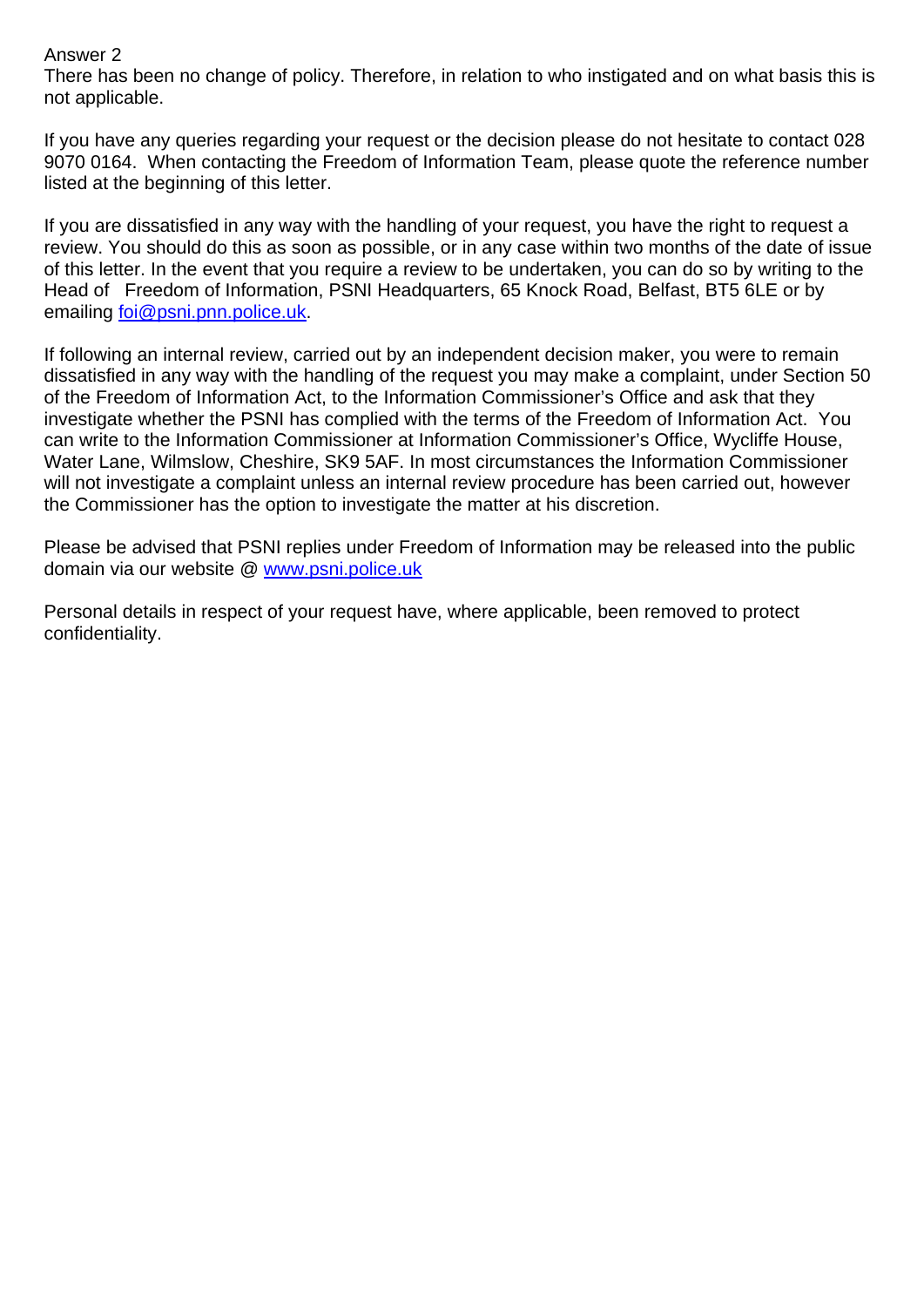Answer 2
There has been no change of policy. Therefore, in relation to who instigated and on what basis this is not applicable.

If you have any queries regarding your request or the decision please do not hesitate to contact 028 9070 0164. When contacting the Freedom of Information Team, please quote the reference number listed at the beginning of this letter.

If you are dissatisfied in any way with the handling of your request, you have the right to request a review. You should do this as soon as possible, or in any case within two months of the date of issue of this letter. In the event that you require a review to be undertaken, you can do so by writing to the Head of Freedom of Information, PSNI Headquarters, 65 Knock Road, Belfast, BT5 6LE or by emailing [foi@psni.pnn.police.uk](mailto:foi@psni.pnn.police.uk).

If following an internal review, carried out by an independent decision maker, you were to remain dissatisfied in any way with the handling of the request you may make a complaint, under Section 50 of the Freedom of Information Act, to the Information Commissioner's Office and ask that they investigate whether the PSNI has complied with the terms of the Freedom of Information Act. You can write to the Information Commissioner at Information Commissioner's Office, Wycliffe House, Water Lane, Wilmslow, Cheshire, SK9 5AF. In most circumstances the Information Commissioner will not investigate a complaint unless an internal review procedure has been carried out, however the Commissioner has the option to investigate the matter at his discretion.

Please be advised that PSNI replies under Freedom of Information may be released into the public domain via our website @ [www.psni.police.uk](http://www.psni.police.uk)

Personal details in respect of your request have, where applicable, been removed to protect confidentiality.